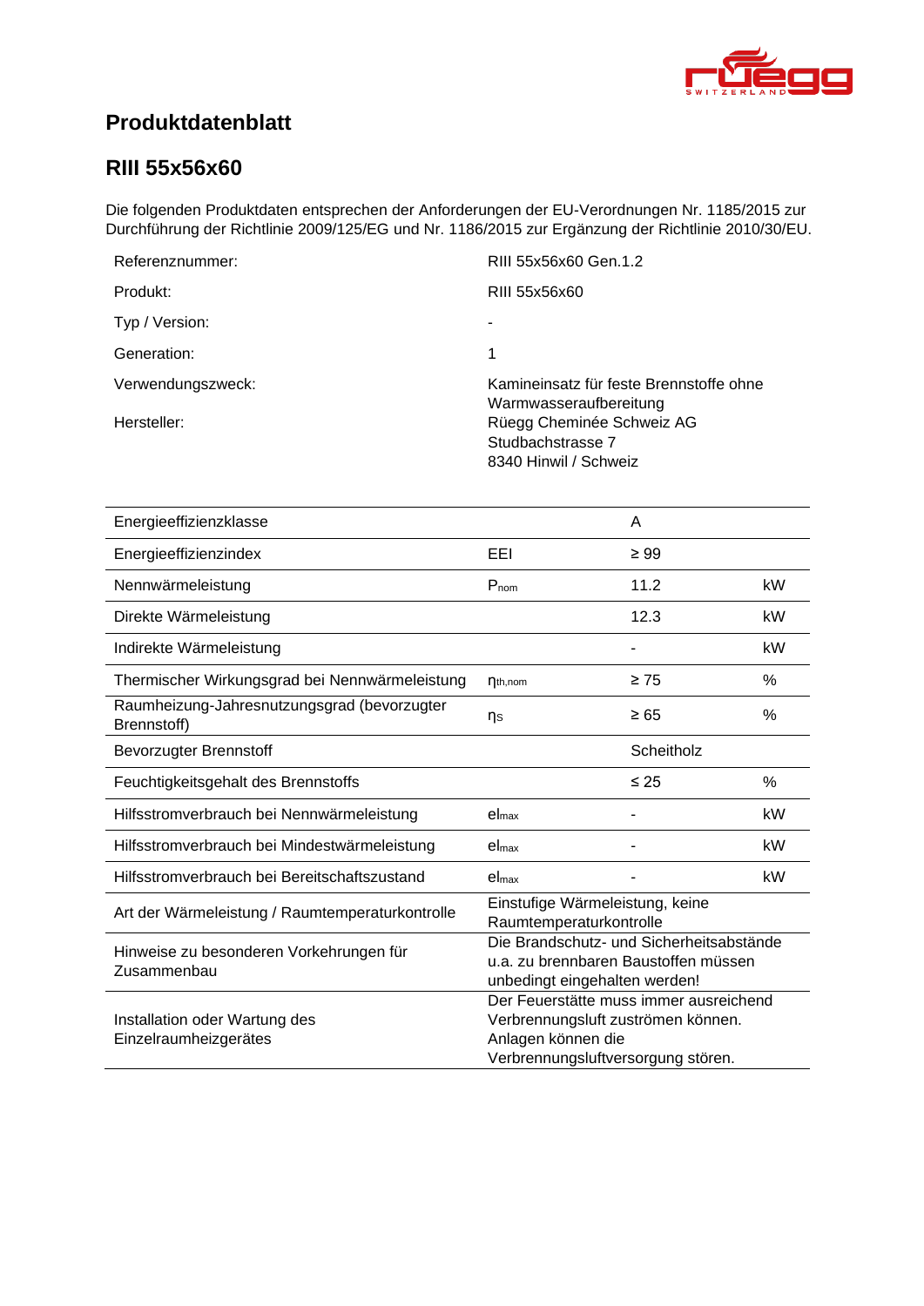# Produktdatenblatt

## RIII 55x56x60

Die folgenden Produktdaten entsprechen der Anforderungen der EU-Verordnungen Nr. 1185/2015 zur Durchführung der Richtlinie 2009/125/EG und Nr. 1186/2015 zur Ergänzung der Richtlinie 2010/30/EU.

| | |
|---|---|
| Referenznummer: | RIII 55x56x60 Gen.1.2 |
| Produkt: | RIII 55x56x60 |
| Typ / Version: | - |
| Generation: | 1 |
| Verwendungszweck: | Kamineinsatz für feste Brennstoffe ohne Warmwasseraufbereitung |
| Hersteller: | Rüegg Cheminée Schweiz AG<br>Studbachstrasse 7<br>8340 Hinwil / Schweiz |

| | | | |
|---|---|---|---|
| Energieeffizienzklasse | | A | |
| Energieeffizienzindex | EEI | ≥ 99 | |
| Nennwärmeleistung | $P_{nom}$ | 11.2 | kW |
| Direkte Wärmeleistung | | 12.3 | kW |
| Indirekte Wärmeleistung | | - | kW |
| Thermischer Wirkungsgrad bei Nennwärmeleistung | $\eta_{th,nom}$ | ≥ 75 | % |
| Raumheizung-Jahresnutzungsgrad (bevorzugter Brennstoff) | $\eta_S$ | ≥ 65 | % |
| Bevorzugter Brennstoff | | Scheitholz | |
| Feuchtigkeitsgehalt des Brennstoffs | | ≤ 25 | % |
| Hilfsstromverbrauch bei Nennwärmeleistung | $el_{max}$ | - | kW |
| Hilfsstromverbrauch bei Mindestwärmeleistung | $el_{max}$ | - | kW |
| Hilfsstromverbrauch bei Bereitschaftszustand | $el_{max}$ | - | kW |
| Art der Wärmeleistung / Raumtemperaturkontrolle | Einstufige Wärmeleistung, keine Raumtemperaturkontrolle | | |
| Hinweise zu besonderen Vorkehrungen für Zusammenbau | Die Brandschutz- und Sicherheitsabstände u.a. zu brennbaren Baustoffen müssen unbedingt eingehalten werden! | | |
| Installation oder Wartung des Einzelraumheizgerätes | Der Feuerstätte muss immer ausreichend Verbrennungsluft zuströmen können. Anlagen können die Verbrennungsluftversorgung stören. | | |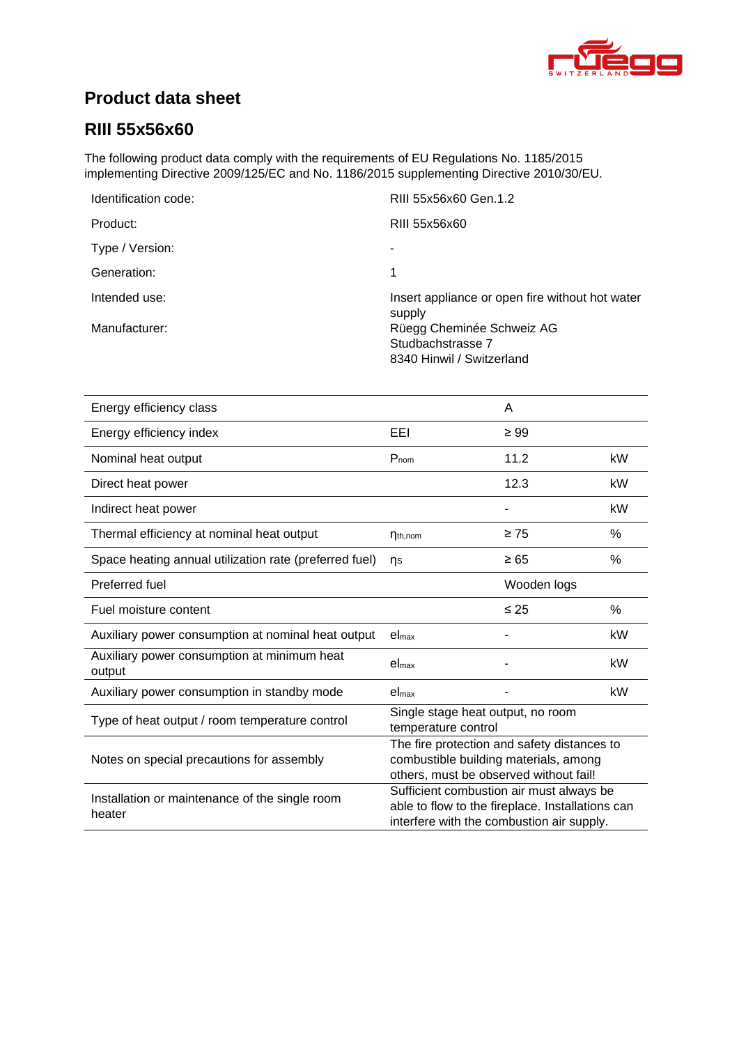# Product data sheet

## RIII 55x56x60

The following product data comply with the requirements of EU Regulations No. 1185/2015 implementing Directive 2009/125/EC and No. 1186/2015 supplementing Directive 2010/30/EU.

| | |
|---|---|
| Identification code: | RIII 55x56x60 Gen.1.2 |
| Product: | RIII 55x56x60 |
| Type / Version: | - |
| Generation: | 1 |
| Intended use: | Insert appliance or open fire without hot water supply |
| Manufacturer: | Rüegg Cheminée Schweiz AG<br>Studbachstrasse 7<br>8340 Hinwil / Switzerland |

| | | | |
|---|---|---|---|
| Energy efficiency class | | A | |
| Energy efficiency index | EEI | ≥ 99 | |
| Nominal heat output | $P_{nom}$ | 11.2 | kW |
| Direct heat power | | 12.3 | kW |
| Indirect heat power | | - | kW |
| Thermal efficiency at nominal heat output | $\eta_{th,nom}$ | ≥ 75 | % |
| Space heating annual utilization rate (preferred fuel) | $\eta_S$ | ≥ 65 | % |
| Preferred fuel | | Wooden logs | |
| Fuel moisture content | | ≤ 25 | % |
| Auxiliary power consumption at nominal heat output | $el_{max}$ | - | kW |
| Auxiliary power consumption at minimum heat output | $el_{max}$ | - | kW |
| Auxiliary power consumption in standby mode | $el_{max}$ | - | kW |
| Type of heat output / room temperature control | Single stage heat output, no room temperature control | | |
| Notes on special precautions for assembly | The fire protection and safety distances to combustible building materials, among others, must be observed without fail! | | |
| Installation or maintenance of the single room heater | Sufficient combustion air must always be able to flow to the fireplace. Installations can interfere with the combustion air supply. | | |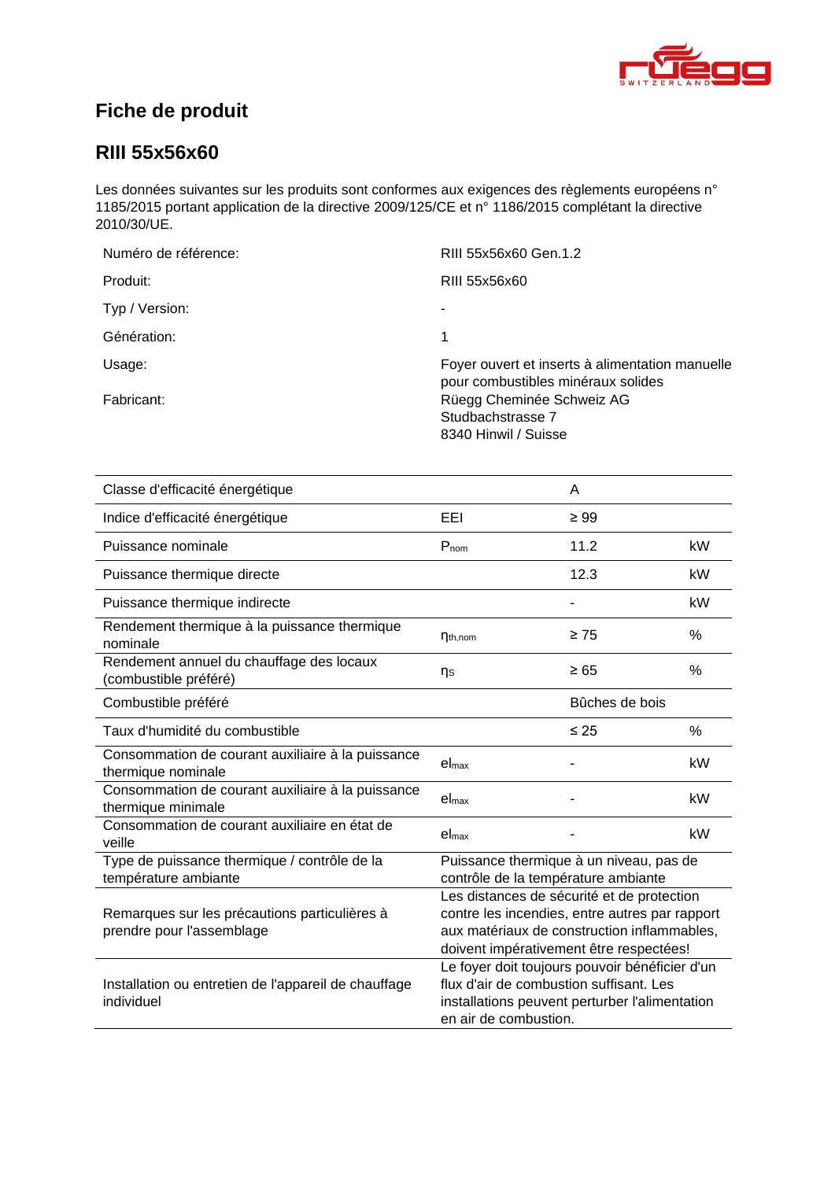# Fiche de produit

## RIII 55x56x60

Les données suivantes sur les produits sont conformes aux exigences des règlements européens n° 1185/2015 portant application de la directive 2009/125/CE et n° 1186/2015 complétant la directive 2010/30/UE.

| | |
|---|---|
| Numéro de référence: | RIII 55x56x60 Gen.1.2 |
| Produit: | RIII 55x56x60 |
| Typ / Version: | - |
| Génération: | 1 |
| Usage: | Foyer ouvert et inserts à alimentation manuelle pour combustibles minéraux solides |
| Fabricant: | Rüegg Cheminée Schweiz AG<br>Studbachstrasse 7<br>8340 Hinwil / Suisse |

| | | | |
|---|---|---|---|
| Classe d'efficacité énergétique | | A | |
| Indice d'efficacité énergétique | EEI | ≥ 99 | |
| Puissance nominale | $P_{nom}$ | 11.2 | kW |
| Puissance thermique directe | | 12.3 | kW |
| Puissance thermique indirecte | | - | kW |
| Rendement thermique à la puissance thermique nominale | $\eta_{th,nom}$ | ≥ 75 | % |
| Rendement annuel du chauffage des locaux (combustible préféré) | $\eta_S$ | ≥ 65 | % |
| Combustible préféré | | Bûches de bois | |
| Taux d'humidité du combustible | | ≤ 25 | % |
| Consommation de courant auxiliaire à la puissance thermique nominale | $el_{max}$ | - | kW |
| Consommation de courant auxiliaire à la puissance thermique minimale | $el_{max}$ | - | kW |
| Consommation de courant auxiliaire en état de veille | $el_{max}$ | - | kW |
| Type de puissance thermique / contrôle de la température ambiante | Puissance thermique à un niveau, pas de contrôle de la température ambiante | | |
| Remarques sur les précautions particulières à prendre pour l'assemblage | Les distances de sécurité et de protection contre les incendies, entre autres par rapport aux matériaux de construction inflammables, doivent impérativement être respectées! | | |
| Installation ou entretien de l'appareil de chauffage individuel | Le foyer doit toujours pouvoir bénéficier d'un flux d'air de combustion suffisant. Les installations peuvent perturber l'alimentation en air de combustion. | | |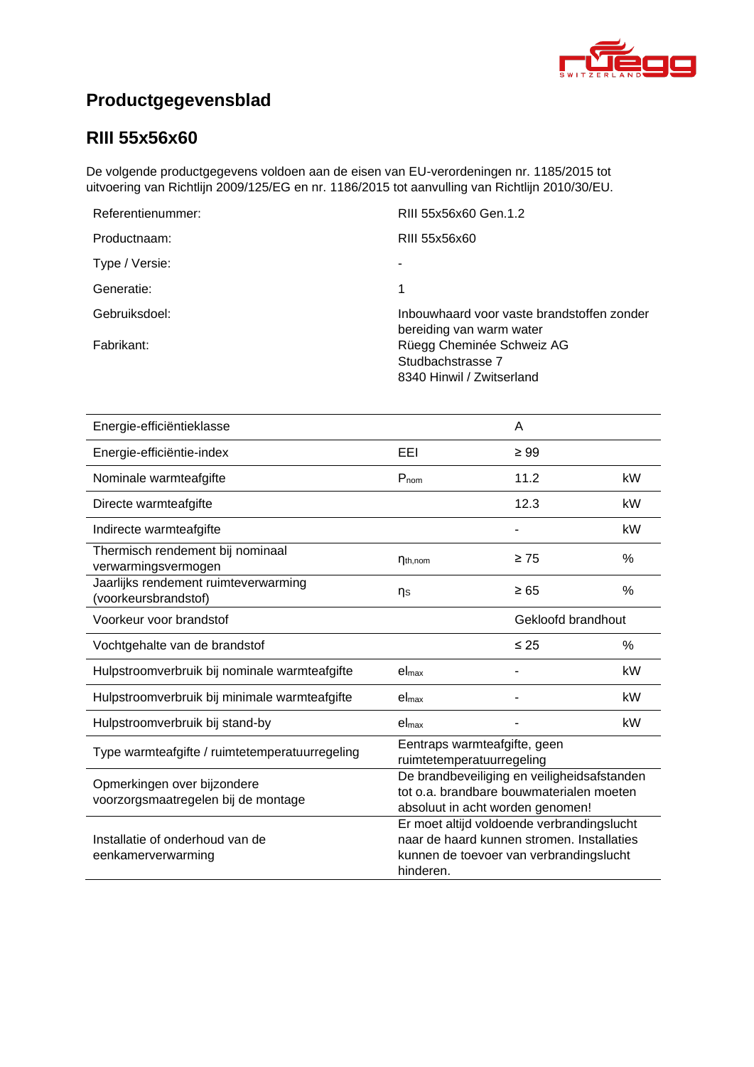# Productgegevensblad

## RIII 55x56x60

De volgende productgegevens voldoen aan de eisen van EU-verordeningen nr. 1185/2015 tot uitvoering van Richtlijn 2009/125/EG en nr. 1186/2015 tot aanvulling van Richtlijn 2010/30/EU.

| | |
|---|---|
| Referentienummer: | RIII 55x56x60 Gen.1.2 |
| Productnaam: | RIII 55x56x60 |
| Type / Versie: | - |
| Generatie: | 1 |
| Gebruiksdoel: | Inbouwhaard voor vaste brandstoffen zonder bereiding van warm water |
| Fabrikant: | Rüegg Cheminée Schweiz AG<br>Studbachstrasse 7<br>8340 Hinwil / Zwitserland |

| | | | |
|---|---|---|---|
| Energie-efficiëntieklasse | | A | |
| Energie-efficiëntie-index | EEI | ≥ 99 | |
| Nominale warmteafgifte | $P_{nom}$ | 11.2 | kW |
| Directe warmteafgifte | | 12.3 | kW |
| Indirecte warmteafgifte | | - | kW |
| Thermisch rendement bij nominaal verwarmingsvermogen | $\eta_{th,nom}$ | ≥ 75 | % |
| Jaarlijks rendement ruimteverwarming (voorkeursbrandstof) | $\eta_S$ | ≥ 65 | % |
| Voorkeur voor brandstof | | Gekloofd brandhout | |
| Vochtgehalte van de brandstof | | ≤ 25 | % |
| Hulpstroomverbruik bij nominale warmteafgifte | $el_{max}$ | - | kW |
| Hulpstroomverbruik bij minimale warmteafgifte | $el_{max}$ | - | kW |
| Hulpstroomverbruik bij stand-by | $el_{max}$ | - | kW |
| Type warmteafgifte / ruimtetemperatuurregeling | Eentraps warmteafgifte, geen ruimtetemperatuurregeling | | |
| Opmerkingen over bijzondere voorzorgsmaatregelen bij de montage | De brandbeveiliging en veiligheidsafstanden tot o.a. brandbare bouwmaterialen moeten absoluut in acht worden genomen! | | |
| Installatie of onderhoud van de eenkamerverwarming | Er moet altijd voldoende verbrandingslucht naar de haard kunnen stromen. Installaties kunnen de toevoer van verbrandingslucht hinderen. | | |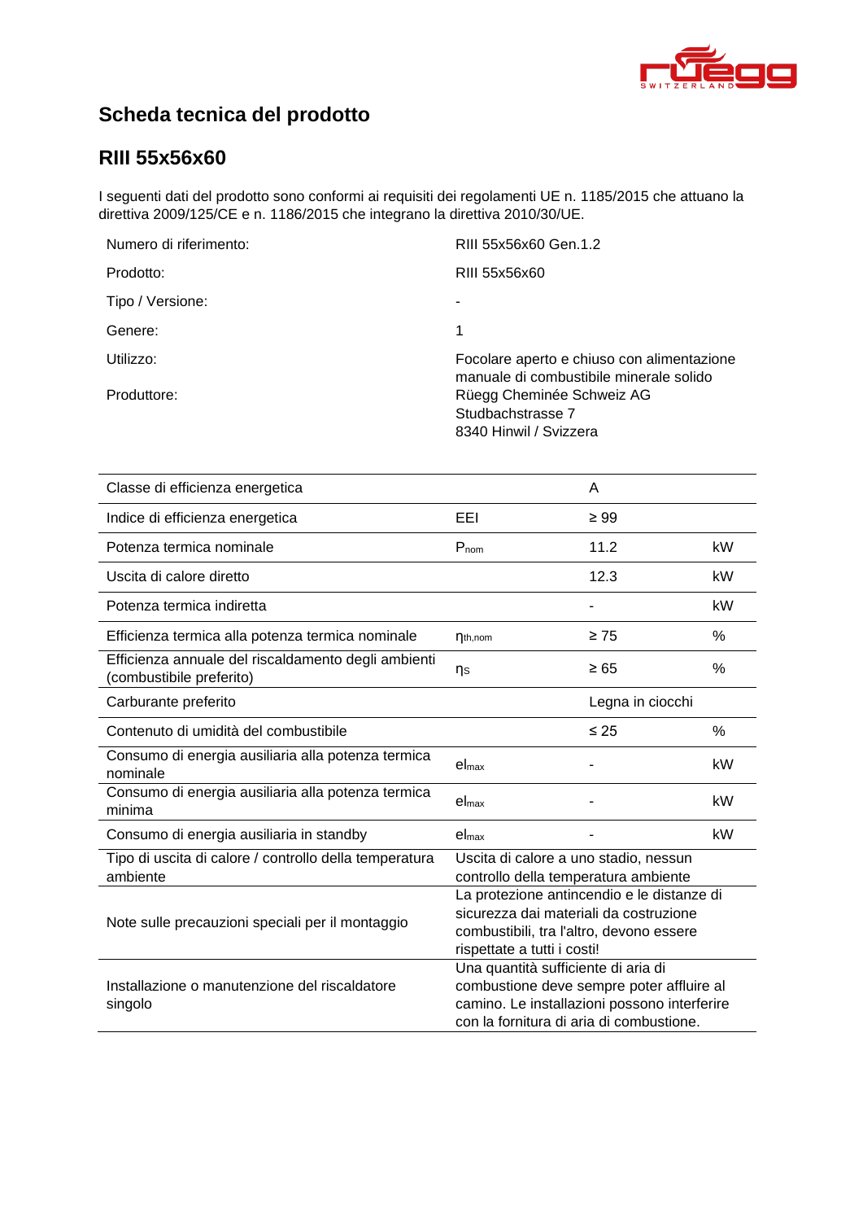# Scheda tecnica del prodotto

## RIII 55x56x60

I seguenti dati del prodotto sono conformi ai requisiti dei regolamenti UE n. 1185/2015 che attuano la direttiva 2009/125/CE e n. 1186/2015 che integrano la direttiva 2010/30/UE.

| | |
|---|---|
| Numero di riferimento: | RIII 55x56x60 Gen.1.2 |
| Prodotto: | RIII 55x56x60 |
| Tipo / Versione: | - |
| Genere: | 1 |
| Utilizzo: | Focolare aperto e chiuso con alimentazione manuale di combustibile minerale solido |
| Produttore: | Rüegg Cheminée Schweiz AG<br>Studbachstrasse 7<br>8340 Hinwil / Svizzera |

| | | | |
|---|---|---|---|
| Classe di efficienza energetica | | A | |
| Indice di efficienza energetica | EEI | ≥ 99 | |
| Potenza termica nominale | $P_{nom}$ | 11.2 | kW |
| Uscita di calore diretto | | 12.3 | kW |
| Potenza termica indiretta | | - | kW |
| Efficienza termica alla potenza termica nominale | $\eta_{th,nom}$ | ≥ 75 | % |
| Efficienza annuale del riscaldamento degli ambienti (combustibile preferito) | $\eta_S$ | ≥ 65 | % |
| Carburante preferito | | Legna in ciocchi | |
| Contenuto di umidità del combustibile | | ≤ 25 | % |
| Consumo di energia ausiliaria alla potenza termica nominale | $el_{max}$ | - | kW |
| Consumo di energia ausiliaria alla potenza termica minima | $el_{max}$ | - | kW |
| Consumo di energia ausiliaria in standby | $el_{max}$ | - | kW |
| Tipo di uscita di calore / controllo della temperatura ambiente | Uscita di calore a uno stadio, nessun controllo della temperatura ambiente | | |
| Note sulle precauzioni speciali per il montaggio | La protezione antincendio e le distanze di sicurezza dai materiali da costruzione combustibili, tra l'altro, devono essere rispettate a tutti i costi! | | |
| Installazione o manutenzione del riscaldatore singolo | Una quantità sufficiente di aria di combustione deve sempre poter affluire al camino. Le installazioni possono interferire con la fornitura di aria di combustione. | | |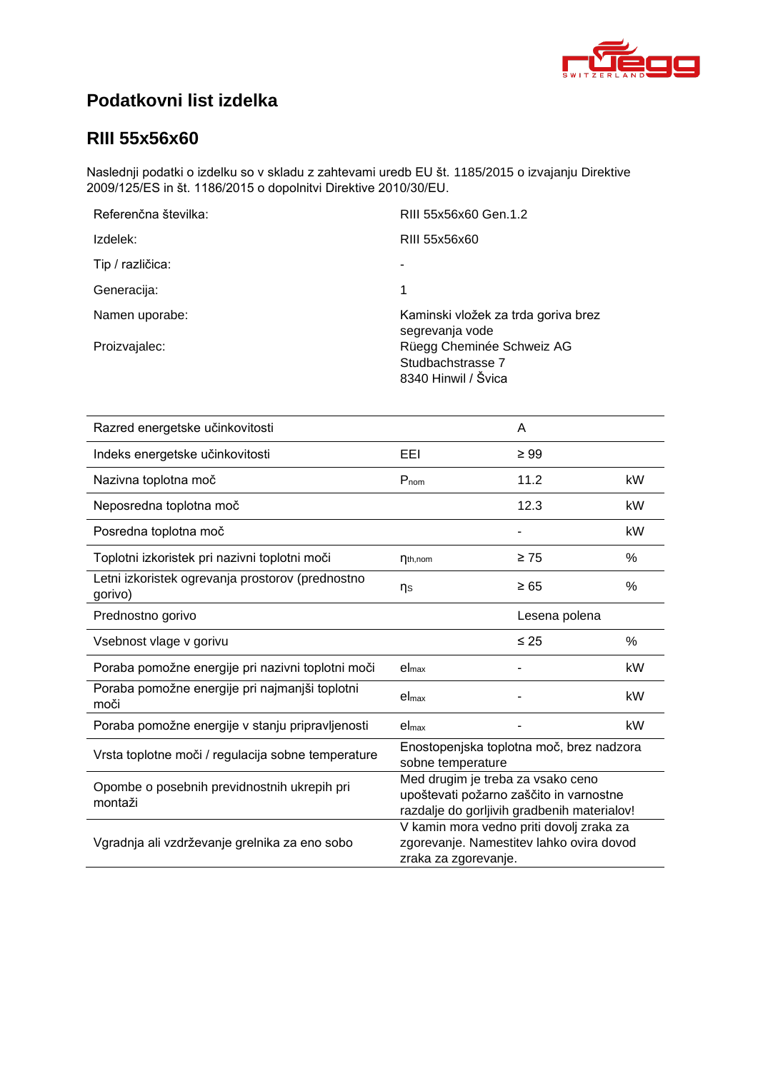## Podatkovni list izdelka

## RIII 55x56x60

Naslednji podatki o izdelku so v skladu z zahtevami uredb EU št. 1185/2015 o izvajanju Direktive 2009/125/ES in št. 1186/2015 o dopolnitvi Direktive 2010/30/EU.

| | |
|---|---|
| Referenčna številka: | RIII 55x56x60 Gen.1.2 |
| Izdelek: | RIII 55x56x60 |
| Tip / različica: | - |
| Generacija: | 1 |
| Namen uporabe: | Kaminski vložek za trda goriva brez segrevanja vode |
| Proizvajalec: | Rüegg Cheminée Schweiz AG<br>Studbachstrasse 7<br>8340 Hinwil / Švica |

| | | | |
|---|---|---|---|
| Razred energetske učinkovitosti | | A | |
| Indeks energetske učinkovitosti | EEI | ≥ 99 | |
| Nazivna toplotna moč | $P_{nom}$ | 11.2 | kW |
| Neposredna toplotna moč | | 12.3 | kW |
| Posredna toplotna moč | | - | kW |
| Toplotni izkoristek pri nazivni toplotni moči | $\eta_{th,nom}$ | ≥ 75 | % |
| Letni izkoristek ogrevanja prostorov (prednostno gorivo) | $\eta_S$ | ≥ 65 | % |
| Prednostno gorivo | | Lesena polena | |
| Vsebnost vlage v gorivu | | ≤ 25 | % |
| Poraba pomožne energije pri nazivni toplotni moči | $el_{max}$ | - | kW |
| Poraba pomožne energije pri najmanjši toplotni moči | $el_{max}$ | - | kW |
| Poraba pomožne energije v stanju pripravljenosti | $el_{max}$ | - | kW |
| Vrsta toplotne moči / regulacija sobne temperature | Enostopenjska toplotna moč, brez nadzora sobne temperature | | |
| Opombe o posebnih previdnostnih ukrepih pri montaži | Med drugim je treba za vsako ceno upoštevati požarno zaščito in varnostne razdalje do gorljivih gradbenih materialov! | | |
| Vgradnja ali vzdrževanje grelnika za eno sobo | V kamin mora vedno priti dovolj zraka za zgorevanje. Namestitev lahko ovira dovod zraka za zgorevanje. | | |